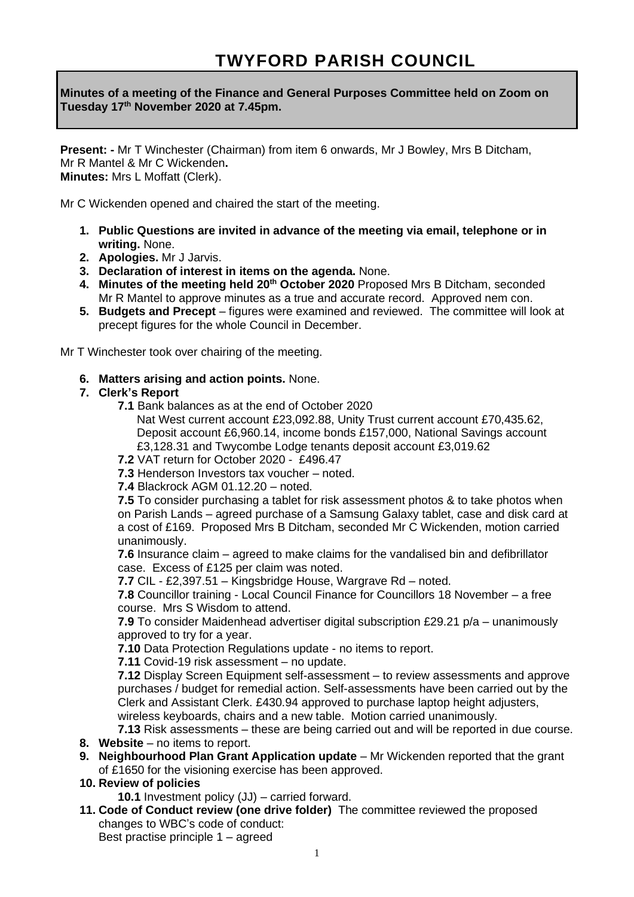# TWYFORD PARISH COUNCIL

**Minutes of a meeting of the Finance and General Purposes Committee held on Zoom on Tuesday 17th November 2020 at 7.45pm.**

**Present: -** Mr T Winchester (Chairman) from item 6 onwards, Mr J Bowley, Mrs B Ditcham, Mr R Mantel & Mr C Wickenden**.**
**Minutes:** Mrs L Moffatt (Clerk).

Mr C Wickenden opened and chaired the start of the meeting.

1. **Public Questions are invited in advance of the meeting via email, telephone or in writing.** None.
2. **Apologies.** Mr J Jarvis.
3. **Declaration of interest in items on the agenda.** None.
4. **Minutes of the meeting held 20th October 2020** Proposed Mrs B Ditcham, seconded Mr R Mantel to approve minutes as a true and accurate record. Approved nem con.
5. **Budgets and Precept** – figures were examined and reviewed. The committee will look at precept figures for the whole Council in December.

Mr T Winchester took over chairing of the meeting.

6. **Matters arising and action points.** None.
7. **Clerk's Report**
   - **7.1** Bank balances as at the end of October 2020
     Nat West current account £23,092.88, Unity Trust current account £70,435.62, Deposit account £6,960.14, income bonds £157,000, National Savings account £3,128.31 and Twycombe Lodge tenants deposit account £3,019.62
   - **7.2** VAT return for October 2020 - £496.47
   - **7.3** Henderson Investors tax voucher – noted.
   - **7.4** Blackrock AGM 01.12.20 – noted.
   - **7.5** To consider purchasing a tablet for risk assessment photos & to take photos when on Parish Lands – agreed purchase of a Samsung Galaxy tablet, case and disk card at a cost of £169. Proposed Mrs B Ditcham, seconded Mr C Wickenden, motion carried unanimously.
   - **7.6** Insurance claim – agreed to make claims for the vandalised bin and defibrillator case. Excess of £125 per claim was noted.
   - **7.7** CIL - £2,397.51 – Kingsbridge House, Wargrave Rd – noted.
   - **7.8** Councillor training - Local Council Finance for Councillors 18 November – a free course. Mrs S Wisdom to attend.
   - **7.9** To consider Maidenhead advertiser digital subscription £29.21 p/a – unanimously approved to try for a year.
   - **7.10** Data Protection Regulations update - no items to report.
   - **7.11** Covid-19 risk assessment – no update.
   - **7.12** Display Screen Equipment self-assessment – to review assessments and approve purchases / budget for remedial action. Self-assessments have been carried out by the Clerk and Assistant Clerk. £430.94 approved to purchase laptop height adjusters, wireless keyboards, chairs and a new table. Motion carried unanimously.
   - **7.13** Risk assessments – these are being carried out and will be reported in due course.
8. **Website** – no items to report.
9. **Neighbourhood Plan Grant Application update** – Mr Wickenden reported that the grant of £1650 for the visioning exercise has been approved.
10. **Review of policies**
    - **10.1** Investment policy (JJ) – carried forward.
11. **Code of Conduct review (one drive folder)** The committee reviewed the proposed changes to WBC's code of conduct:
    Best practise principle 1 – agreed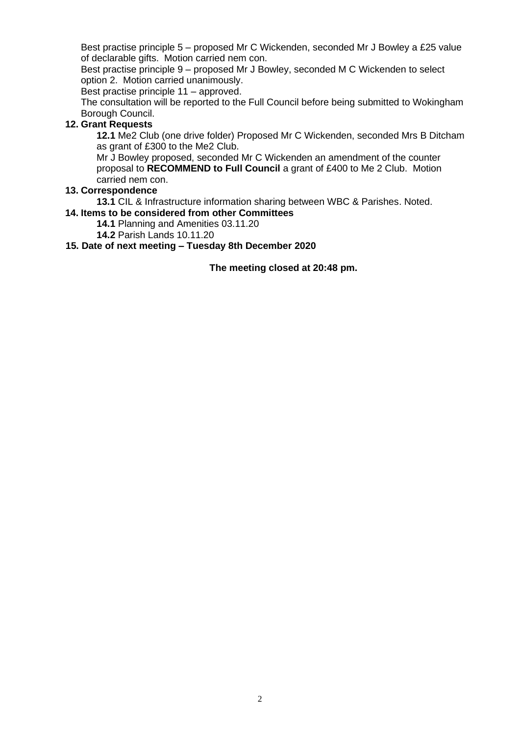Best practise principle 5 – proposed Mr C Wickenden, seconded Mr J Bowley a £25 value of declarable gifts. Motion carried nem con.

Best practise principle 9 – proposed Mr J Bowley, seconded M C Wickenden to select option 2. Motion carried unanimously.

Best practise principle 11 – approved.

The consultation will be reported to the Full Council before being submitted to Wokingham Borough Council.

**12. Grant Requests**

**12.1** Me2 Club (one drive folder) Proposed Mr C Wickenden, seconded Mrs B Ditcham as grant of £300 to the Me2 Club.

Mr J Bowley proposed, seconded Mr C Wickenden an amendment of the counter proposal to **RECOMMEND to Full Council** a grant of £400 to Me 2 Club. Motion carried nem con.

**13. Correspondence**

**13.1** CIL & Infrastructure information sharing between WBC & Parishes. Noted.

**14. Items to be considered from other Committees**

**14.1** Planning and Amenities 03.11.20

**14.2** Parish Lands 10.11.20

**15. Date of next meeting – Tuesday 8th December 2020**

**The meeting closed at 20:48 pm.**